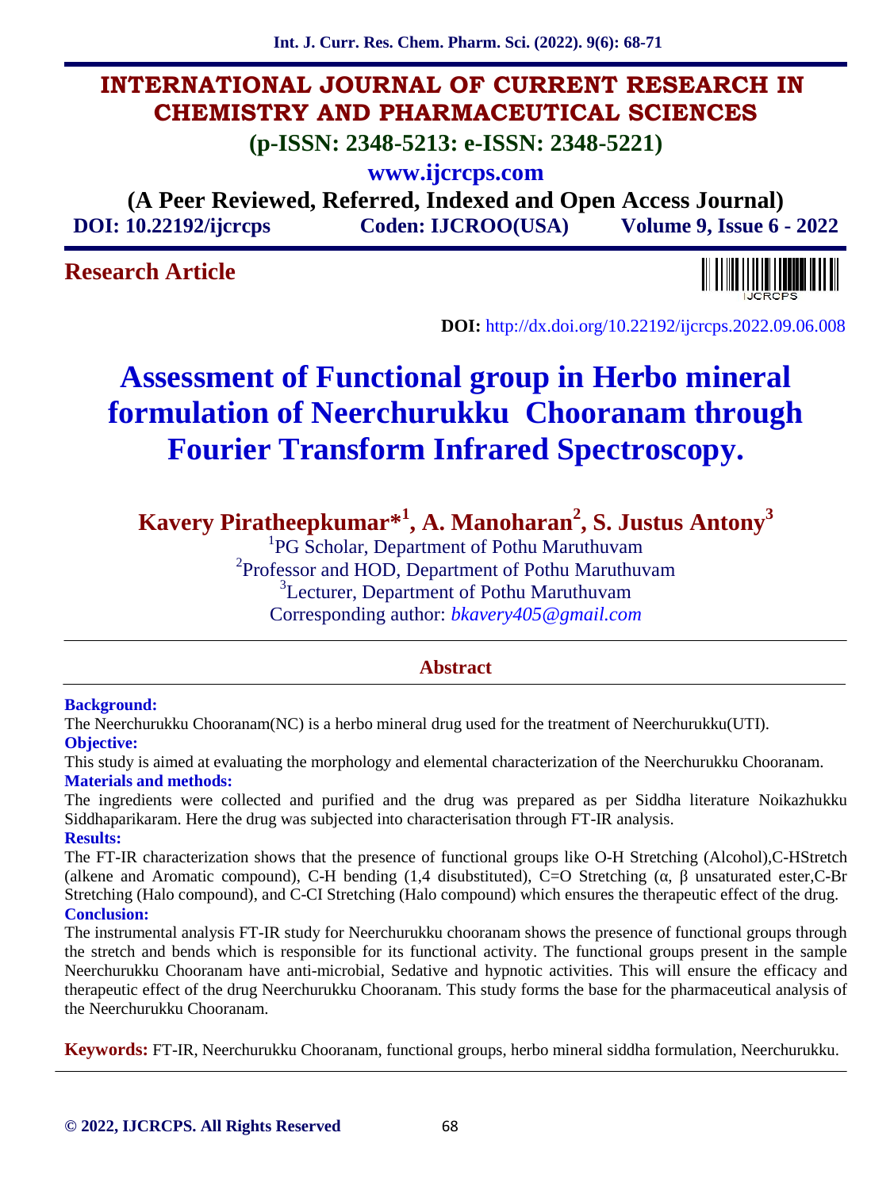# INTERNATIONAL JOURNAL OF CURRENT RESEARCH IN CHEMISTRY AND PHARMACEUTICAL SCIENCES

**(p-ISSN: 2348-5213: e-ISSN: 2348-5221)**

**www.ijcrcps.com**

**(A Peer Reviewed, Referred, Indexed and Open Access Journal)**

**DOI: 10.22192/ijcrcps** **Coden: IJCROO(USA)** **Volume 9, Issue 6 - 2022**

## Research Article

**DOI:** http://dx.doi.org/10.22192/ijcrcps.2022.09.06.008

# Assessment of Functional group in Herbo mineral formulation of Neerchurukku Chooranam through Fourier Transform Infrared Spectroscopy.

**Kavery Piratheepkumar*[1], A. Manoharan[2], S. Justus Antony[3]**

[1]PG Scholar, Department of Pothu Maruthuvam
[2]Professor and HOD, Department of Pothu Maruthuvam
[3]Lecturer, Department of Pothu Maruthuvam
Corresponding author: *bkavery405@gmail.com*

## Abstract

**Background:**
The Neerchurukku Chooranam(NC) is a herbo mineral drug used for the treatment of Neerchurukku(UTI).

**Objective:**
This study is aimed at evaluating the morphology and elemental characterization of the Neerchurukku Chooranam.

**Materials and methods:**
The ingredients were collected and purified and the drug was prepared as per Siddha literature Noikazhukku Siddhaparikaram. Here the drug was subjected into characterisation through FT-IR analysis.

**Results:**
The FT-IR characterization shows that the presence of functional groups like O-H Stretching (Alcohol),C-HStretch (alkene and Aromatic compound), C-H bending (1,4 disubstituted), C=O Stretching (α, β unsaturated ester,C-Br Stretching (Halo compound), and C-CI Stretching (Halo compound) which ensures the therapeutic effect of the drug.

**Conclusion:**
The instrumental analysis FT-IR study for Neerchurukku chooranam shows the presence of functional groups through the stretch and bends which is responsible for its functional activity. The functional groups present in the sample Neerchurukku Chooranam have anti-microbial, Sedative and hypnotic activities. This will ensure the efficacy and therapeutic effect of the drug Neerchurukku Chooranam. This study forms the base for the pharmaceutical analysis of the Neerchurukku Chooranam.

**Keywords:** FT-IR, Neerchurukku Chooranam, functional groups, herbo mineral siddha formulation, Neerchurukku.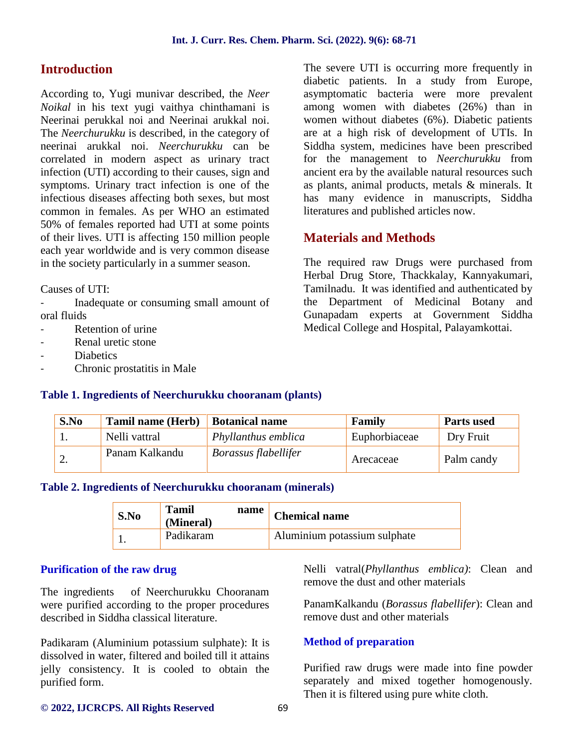## Introduction

According to, Yugi munivar described, the *Neer Noikal* in his text yugi vaithya chinthamani is Neerinai perukkal noi and Neerinai arukkal noi. The *Neerchurukku* is described, in the category of neerinai arukkal noi. *Neerchurukku* can be correlated in modern aspect as urinary tract infection (UTI) according to their causes, sign and symptoms. Urinary tract infection is one of the infectious diseases affecting both sexes, but most common in females. As per WHO an estimated 50% of females reported had UTI at some points of their lives. UTI is affecting 150 million people each year worldwide and is very common disease in the society particularly in a summer season.

Causes of UTI:

- Inadequate or consuming small amount of oral fluids
- Retention of urine
- Renal uretic stone
- Diabetics
- Chronic prostatitis in Male

The severe UTI is occurring more frequently in diabetic patients. In a study from Europe, asymptomatic bacteria were more prevalent among women with diabetes (26%) than in women without diabetes (6%). Diabetic patients are at a high risk of development of UTIs. In Siddha system, medicines have been prescribed for the management to *Neerchurukku* from ancient era by the available natural resources such as plants, animal products, metals & minerals. It has many evidence in manuscripts, Siddha literatures and published articles now.

## Materials and Methods

The required raw Drugs were purchased from Herbal Drug Store, Thackkalay, Kannyakumari, Tamilnadu. It was identified and authenticated by the Department of Medicinal Botany and Gunapadam experts at Government Siddha Medical College and Hospital, Palayamkottai.

**Table 1. Ingredients of Neerchurukku chooranam (plants)**

| S.No | Tamil name (Herb) | Botanical name | Family | Parts used |
|---|---|---|---|---|
| 1. | Nelli vattral | *Phyllanthus emblica* | Euphorbiaceae | Dry Fruit |
| 2. | Panam Kalkandu | *Borassus flabellifer* | Arecaceae | Palm candy |

**Table 2. Ingredients of Neerchurukku chooranam (minerals)**

| S.No | Tamil name (Mineral) | Chemical name |
|---|---|---|
| 1. | Padikaram | Aluminium potassium sulphate |

### Purification of the raw drug

The ingredients of Neerchurukku Chooranam were purified according to the proper procedures described in Siddha classical literature.

Padikaram (Aluminium potassium sulphate): It is dissolved in water, filtered and boiled till it attains jelly consistency. It is cooled to obtain the purified form.

Nelli vatral(*Phyllanthus emblica)*: Clean and remove the dust and other materials

PanamKalkandu (*Borassus flabellifer*): Clean and remove dust and other materials

### Method of preparation

Purified raw drugs were made into fine powder separately and mixed together homogenously. Then it is filtered using pure white cloth.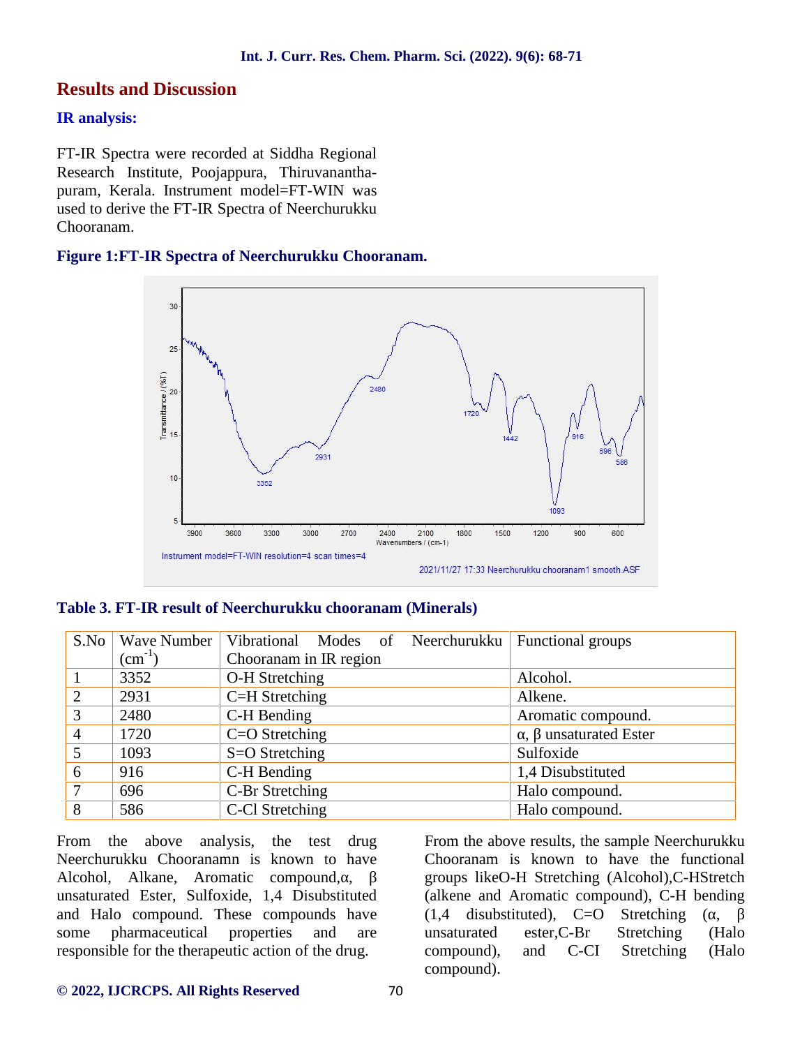## Results and Discussion

### IR analysis:

FT-IR Spectra were recorded at Siddha Regional Research Institute, Poojappura, Thiruvananthapuram, Kerala. Instrument model=FT-WIN was used to derive the FT-IR Spectra of Neerchurukku Chooranam.

**Figure 1:FT-IR Spectra of Neerchurukku Chooranam.**

**Table 3. FT-IR result of Neerchurukku chooranam (Minerals)**

| S.No | Wave Number ($cm^{-1}$) | Vibrational Modes of Neerchurukku Chooranam in IR region | Functional groups |
|---|---|---|---|
| 1 | 3352 | O-H Stretching | Alcohol. |
| 2 | 2931 | C=H Stretching | Alkene. |
| 3 | 2480 | C-H Bending | Aromatic compound. |
| 4 | 1720 | C=O Stretching | α, β unsaturated Ester |
| 5 | 1093 | S=O Stretching | Sulfoxide |
| 6 | 916 | C-H Bending | 1,4 Disubstituted |
| 7 | 696 | C-Br Stretching | Halo compound. |
| 8 | 586 | C-Cl Stretching | Halo compound. |

From the above analysis, the test drug Neerchurukku Chooranamn is known to have Alcohol, Alkane, Aromatic compound,α, β unsaturated Ester, Sulfoxide, 1,4 Disubstituted and Halo compound. These compounds have some pharmaceutical properties and are responsible for the therapeutic action of the drug.

From the above results, the sample Neerchurukku Chooranam is known to have the functional groups likeO-H Stretching (Alcohol),C-HStretch (alkene and Aromatic compound), C-H bending (1,4 disubstituted), C=O Stretching (α, β unsaturated ester,C-Br Stretching (Halo compound), and C-CI Stretching (Halo compound).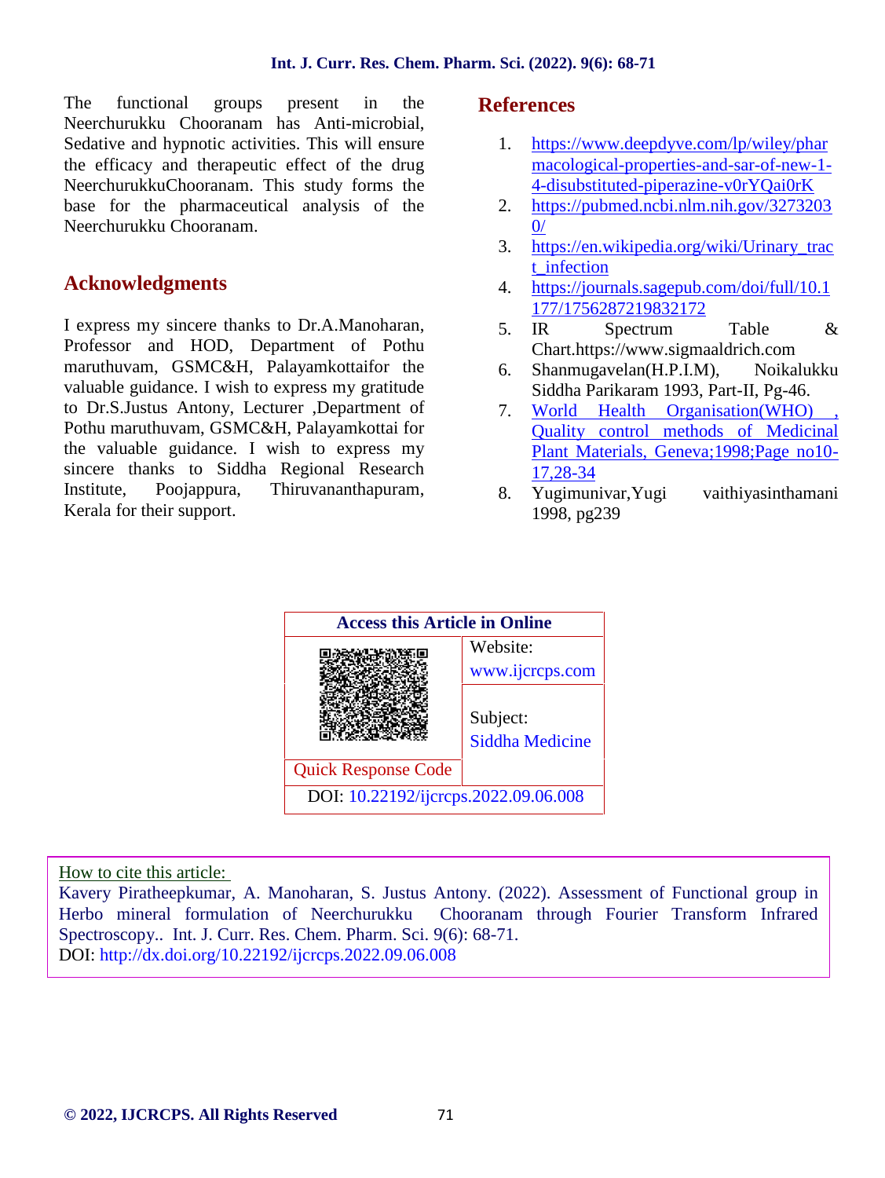The functional groups present in the Neerchurukku Chooranam has Anti-microbial, Sedative and hypnotic activities. This will ensure the efficacy and therapeutic effect of the drug NeerchurukkuChooranam. This study forms the base for the pharmaceutical analysis of the Neerchurukku Chooranam.

## Acknowledgments

I express my sincere thanks to Dr.A.Manoharan, Professor and HOD, Department of Pothu maruthuvam, GSMC&H, Palayamkottaifor the valuable guidance. I wish to express my gratitude to Dr.S.Justus Antony, Lecturer ,Department of Pothu maruthuvam, GSMC&H, Palayamkottai for the valuable guidance. I wish to express my sincere thanks to Siddha Regional Research Institute, Poojappura, Thiruvananthapuram, Kerala for their support.

## References

1. https://www.deepdyve.com/lp/wiley/pharmacological-properties-and-sar-of-new-1-4-disubstituted-piperazine-v0rYQai0rK
2. https://pubmed.ncbi.nlm.nih.gov/32732030/
3. https://en.wikipedia.org/wiki/Urinary_tract_infection
4. https://journals.sagepub.com/doi/full/10.1177/1756287219832172
5. IR Spectrum Table & Chart.https://www.sigmaaldrich.com
6. Shanmugavelan(H.P.I.M), Noikalukku Siddha Parikaram 1993, Part-II, Pg-46.
7. World Health Organisation(WHO) , Quality control methods of Medicinal Plant Materials, Geneva;1998;Page no10-17,28-34
8. Yugimunivar,Yugi vaithiyasinthamani 1998, pg239

| Access this Article in Online | |
|---|---|
| | Website: www.ijcrcps.com |
| | Subject: Siddha Medicine |
| Quick Response Code | |
| DOI: 10.22192/ijcrcps.2022.09.06.008 | |

How to cite this article:

Kavery Piratheepkumar, A. Manoharan, S. Justus Antony. (2022). Assessment of Functional group in Herbo mineral formulation of Neerchurukku Chooranam through Fourier Transform Infrared Spectroscopy.. Int. J. Curr. Res. Chem. Pharm. Sci. 9(6): 68-71.
DOI: http://dx.doi.org/10.22192/ijcrcps.2022.09.06.008